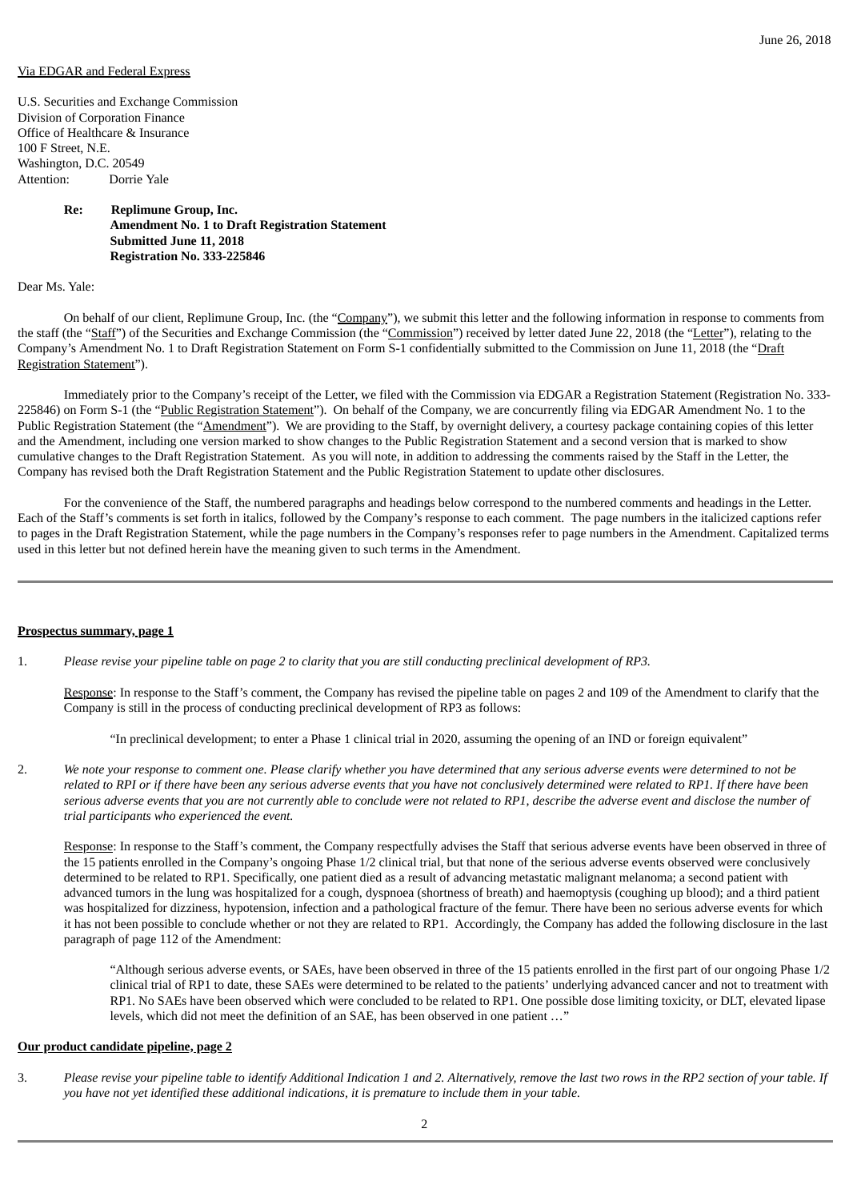June 26, 2018

Via EDGAR and Federal Express

U.S. Securities and Exchange Commission
Division of Corporation Finance
Office of Healthcare & Insurance
100 F Street, N.E.
Washington, D.C. 20549
Attention: Dorrie Yale

> **Re: Replimune Group, Inc.**
> **Amendment No. 1 to Draft Registration Statement**
> **Submitted June 11, 2018**
> **Registration No. 333-225846**

Dear Ms. Yale:

On behalf of our client, Replimune Group, Inc. (the "Company"), we submit this letter and the following information in response to comments from the staff (the "Staff") of the Securities and Exchange Commission (the "Commission") received by letter dated June 22, 2018 (the "Letter"), relating to the Company's Amendment No. 1 to Draft Registration Statement on Form S-1 confidentially submitted to the Commission on June 11, 2018 (the "Draft Registration Statement").

Immediately prior to the Company's receipt of the Letter, we filed with the Commission via EDGAR a Registration Statement (Registration No. 333-225846) on Form S-1 (the "Public Registration Statement"). On behalf of the Company, we are concurrently filing via EDGAR Amendment No. 1 to the Public Registration Statement (the "Amendment"). We are providing to the Staff, by overnight delivery, a courtesy package containing copies of this letter and the Amendment, including one version marked to show changes to the Public Registration Statement and a second version that is marked to show cumulative changes to the Draft Registration Statement. As you will note, in addition to addressing the comments raised by the Staff in the Letter, the Company has revised both the Draft Registration Statement and the Public Registration Statement to update other disclosures.

For the convenience of the Staff, the numbered paragraphs and headings below correspond to the numbered comments and headings in the Letter. Each of the Staff's comments is set forth in italics, followed by the Company's response to each comment. The page numbers in the italicized captions refer to pages in the Draft Registration Statement, while the page numbers in the Company's responses refer to page numbers in the Amendment. Capitalized terms used in this letter but not defined herein have the meaning given to such terms in the Amendment.

---

**Prospectus summary, page 1**

1. *Please revise your pipeline table on page 2 to clarity that you are still conducting preclinical development of RP3.*

   Response: In response to the Staff's comment, the Company has revised the pipeline table on pages 2 and 109 of the Amendment to clarify that the Company is still in the process of conducting preclinical development of RP3 as follows:

   > "In preclinical development; to enter a Phase 1 clinical trial in 2020, assuming the opening of an IND or foreign equivalent"

2. *We note your response to comment one. Please clarify whether you have determined that any serious adverse events were determined to not be related to RPI or if there have been any serious adverse events that you have not conclusively determined were related to RP1. If there have been serious adverse events that you are not currently able to conclude were not related to RP1, describe the adverse event and disclose the number of trial participants who experienced the event.*

   Response: In response to the Staff's comment, the Company respectfully advises the Staff that serious adverse events have been observed in three of the 15 patients enrolled in the Company's ongoing Phase 1/2 clinical trial, but that none of the serious adverse events observed were conclusively determined to be related to RP1. Specifically, one patient died as a result of advancing metastatic malignant melanoma; a second patient with advanced tumors in the lung was hospitalized for a cough, dyspnoea (shortness of breath) and haemoptysis (coughing up blood); and a third patient was hospitalized for dizziness, hypotension, infection and a pathological fracture of the femur. There have been no serious adverse events for which it has not been possible to conclude whether or not they are related to RP1. Accordingly, the Company has added the following disclosure in the last paragraph of page 112 of the Amendment:

   > "Although serious adverse events, or SAEs, have been observed in three of the 15 patients enrolled in the first part of our ongoing Phase 1/2 clinical trial of RP1 to date, these SAEs were determined to be related to the patients' underlying advanced cancer and not to treatment with RP1. No SAEs have been observed which were concluded to be related to RP1. One possible dose limiting toxicity, or DLT, elevated lipase levels, which did not meet the definition of an SAE, has been observed in one patient …"

**Our product candidate pipeline, page 2**

3. *Please revise your pipeline table to identify Additional Indication 1 and 2. Alternatively, remove the last two rows in the RP2 section of your table. If you have not yet identified these additional indications, it is premature to include them in your table.*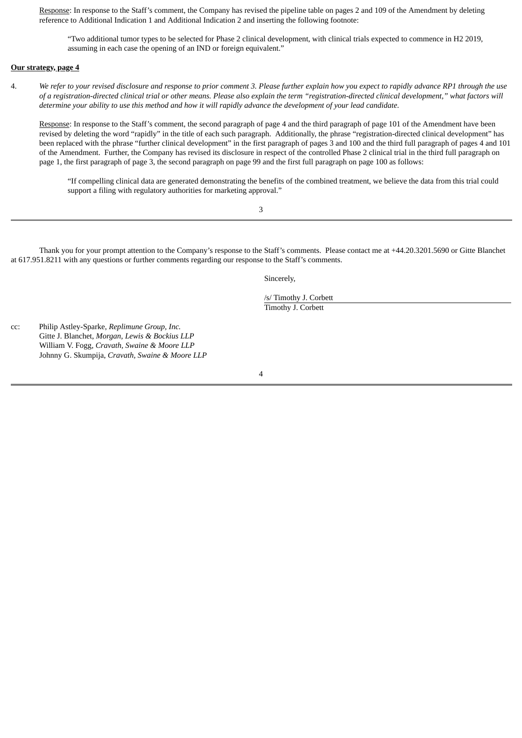Response: In response to the Staff's comment, the Company has revised the pipeline table on pages 2 and 109 of the Amendment by deleting reference to Additional Indication 1 and Additional Indication 2 and inserting the following footnote:

> "Two additional tumor types to be selected for Phase 2 clinical development, with clinical trials expected to commence in H2 2019, assuming in each case the opening of an IND or foreign equivalent."

**Our strategy, page 4**

4. *We refer to your revised disclosure and response to prior comment 3. Please further explain how you expect to rapidly advance RP1 through the use of a registration-directed clinical trial or other means. Please also explain the term "registration-directed clinical development," what factors will determine your ability to use this method and how it will rapidly advance the development of your lead candidate.*

   Response: In response to the Staff's comment, the second paragraph of page 4 and the third paragraph of page 101 of the Amendment have been revised by deleting the word "rapidly" in the title of each such paragraph. Additionally, the phrase "registration-directed clinical development" has been replaced with the phrase "further clinical development" in the first paragraph of pages 3 and 100 and the third full paragraph of pages 4 and 101 of the Amendment. Further, the Company has revised its disclosure in respect of the controlled Phase 2 clinical trial in the third full paragraph on page 1, the first paragraph of page 3, the second paragraph on page 99 and the first full paragraph on page 100 as follows:

   > "If compelling clinical data are generated demonstrating the benefits of the combined treatment, we believe the data from this trial could support a filing with regulatory authorities for marketing approval."

Thank you for your prompt attention to the Company's response to the Staff's comments. Please contact me at +44.20.3201.5690 or Gitte Blanchet at 617.951.8211 with any questions or further comments regarding our response to the Staff's comments.

Sincerely,

/s/ Timothy J. Corbett
Timothy J. Corbett

cc: Philip Astley-Sparke, *Replimune Group, Inc.*
Gitte J. Blanchet, *Morgan, Lewis & Bockius LLP*
William V. Fogg, *Cravath, Swaine & Moore LLP*
Johnny G. Skumpija, *Cravath, Swaine & Moore LLP*